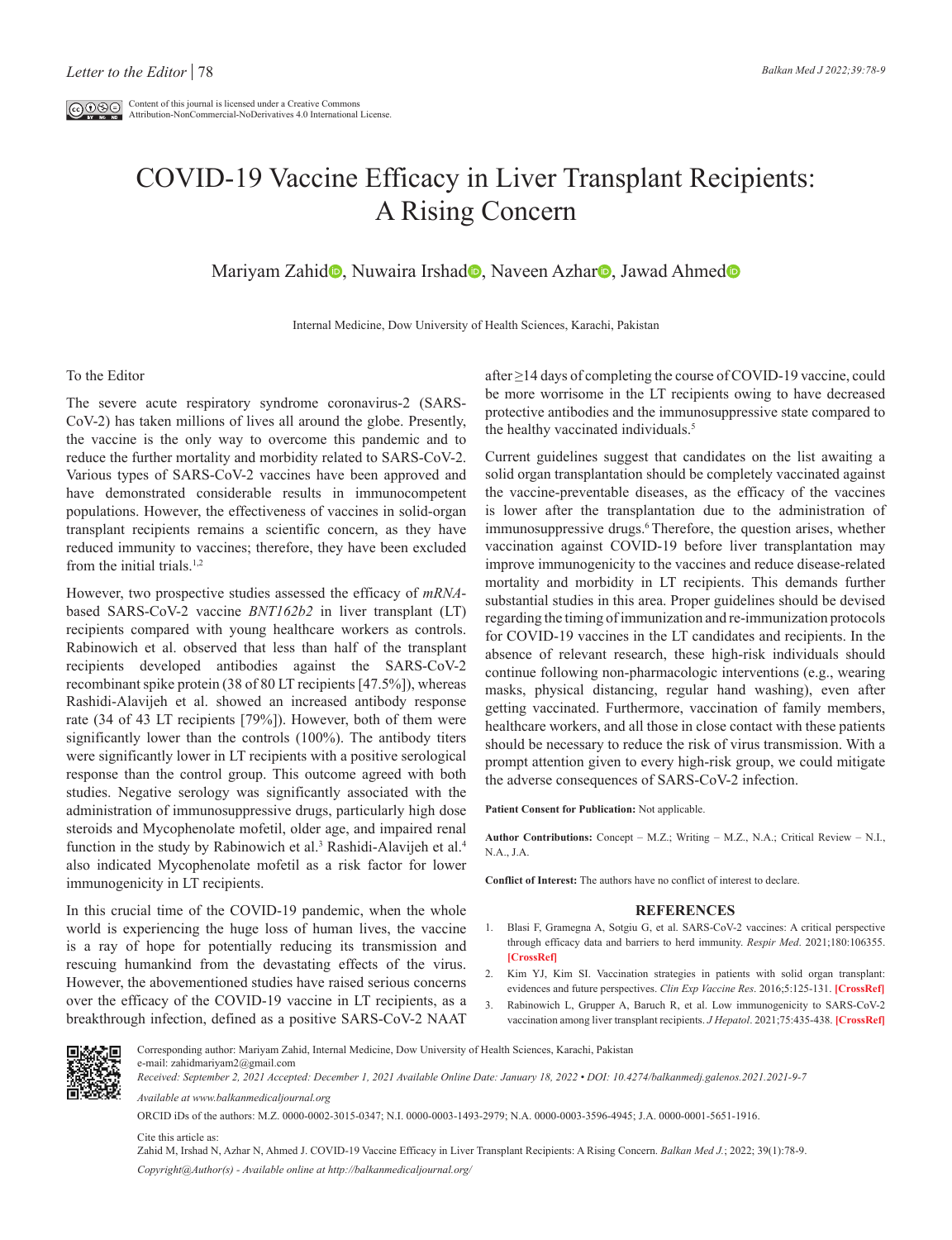Letter to the Editor

Content of this journal is licensed under a Creative Commons Attribution-NonCommercial-NoDerivatives 4.0 International License.

# COVID-19 Vaccine Efficacy in Liver Transplant Recipients: A Rising Concern

Mariyam Zahid, Nuwaira Irshad, Naveen Azhar, Jawad Ahmed

Internal Medicine, Dow University of Health Sciences, Karachi, Pakistan

To the Editor

The severe acute respiratory syndrome coronavirus-2 (SARS-CoV-2) has taken millions of lives all around the globe. Presently, the vaccine is the only way to overcome this pandemic and to reduce the further mortality and morbidity related to SARS-CoV-2. Various types of SARS-CoV-2 vaccines have been approved and have demonstrated considerable results in immunocompetent populations. However, the effectiveness of vaccines in solid-organ transplant recipients remains a scientific concern, as they have reduced immunity to vaccines; therefore, they have been excluded from the initial trials.[1,2]

However, two prospective studies assessed the efficacy of *mRNA*-based SARS-CoV-2 vaccine *BNT162b2* in liver transplant (LT) recipients compared with young healthcare workers as controls. Rabinowich et al. observed that less than half of the transplant recipients developed antibodies against the SARS-CoV-2 recombinant spike protein (38 of 80 LT recipients [47.5%]), whereas Rashidi-Alavijeh et al. showed an increased antibody response rate (34 of 43 LT recipients [79%]). However, both of them were significantly lower than the controls (100%). The antibody titers were significantly lower in LT recipients with a positive serological response than the control group. This outcome agreed with both studies. Negative serology was significantly associated with the administration of immunosuppressive drugs, particularly high dose steroids and Mycophenolate mofetil, older age, and impaired renal function in the study by Rabinowich et al.[3] Rashidi-Alavijeh et al.[4] also indicated Mycophenolate mofetil as a risk factor for lower immunogenicity in LT recipients.

In this crucial time of the COVID-19 pandemic, when the whole world is experiencing the huge loss of human lives, the vaccine is a ray of hope for potentially reducing its transmission and rescuing humankind from the devastating effects of the virus. However, the abovementioned studies have raised serious concerns over the efficacy of the COVID-19 vaccine in LT recipients, as a breakthrough infection, defined as a positive SARS-CoV-2 NAAT after ≥14 days of completing the course of COVID-19 vaccine, could be more worrisome in the LT recipients owing to have decreased protective antibodies and the immunosuppressive state compared to the healthy vaccinated individuals.[5]

Current guidelines suggest that candidates on the list awaiting a solid organ transplantation should be completely vaccinated against the vaccine-preventable diseases, as the efficacy of the vaccines is lower after the transplantation due to the administration of immunosuppressive drugs.[6] Therefore, the question arises, whether vaccination against COVID-19 before liver transplantation may improve immunogenicity to the vaccines and reduce disease-related mortality and morbidity in LT recipients. This demands further substantial studies in this area. Proper guidelines should be devised regarding the timing of immunization and re-immunization protocols for COVID-19 vaccines in the LT candidates and recipients. In the absence of relevant research, these high-risk individuals should continue following non-pharmacologic interventions (e.g., wearing masks, physical distancing, regular hand washing), even after getting vaccinated. Furthermore, vaccination of family members, healthcare workers, and all those in close contact with these patients should be necessary to reduce the risk of virus transmission. With a prompt attention given to every high-risk group, we could mitigate the adverse consequences of SARS-CoV-2 infection.

**Patient Consent for Publication:** Not applicable.

**Author Contributions:** Concept – M.Z.; Writing – M.Z., N.A.; Critical Review – N.I., N.A., J.A.

**Conflict of Interest:** The authors have no conflict of interest to declare.

## REFERENCES

1. Blasi F, Gramegna A, Sotgiu G, et al. SARS-CoV-2 vaccines: A critical perspective through efficacy data and barriers to herd immunity. *Respir Med*. 2021;180:106355. **[CrossRef]**
2. Kim YJ, Kim SI. Vaccination strategies in patients with solid organ transplant: evidences and future perspectives. *Clin Exp Vaccine Res*. 2016;5:125-131. **[CrossRef]**
3. Rabinowich L, Grupper A, Baruch R, et al. Low immunogenicity to SARS-CoV-2 vaccination among liver transplant recipients. *J Hepatol*. 2021;75:435-438. **[CrossRef]**

Corresponding author: Mariyam Zahid, Internal Medicine, Dow University of Health Sciences, Karachi, Pakistan
e-mail: zahidmariyam2@gmail.com

*Received: September 2, 2021 Accepted: December 1, 2021 Available Online Date: January 18, 2022 • DOI: 10.4274/balkanmedj.galenos.2021.2021-9-7*

*Available at www.balkanmedicaljournal.org*

ORCID iDs of the authors: M.Z. 0000-0002-3015-0347; N.I. 0000-0003-1493-2979; N.A. 0000-0003-3596-4945; J.A. 0000-0001-5651-1916.

Cite this article as:
Zahid M, Irshad N, Azhar N, Ahmed J. COVID-19 Vaccine Efficacy in Liver Transplant Recipients: A Rising Concern. *Balkan Med J*.; 2022; 39(1):78-9.

*Copyright@Author(s) - Available online at http://balkanmedicaljournal.org/*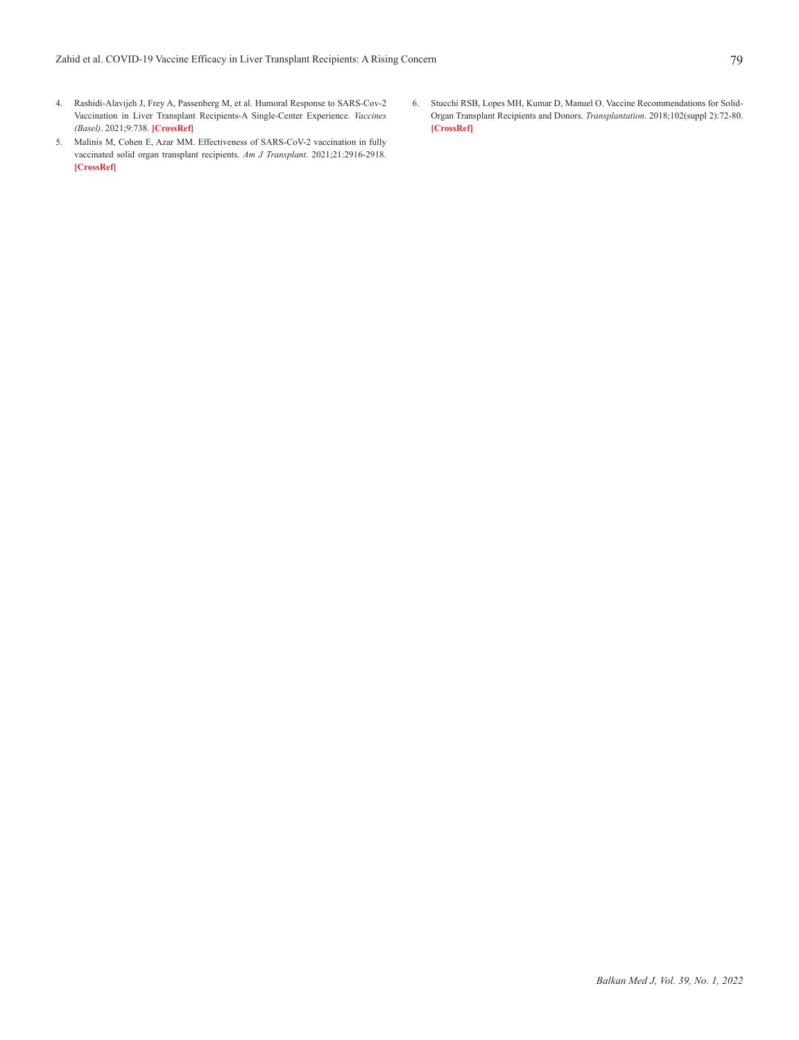4. Rashidi-Alavijeh J, Frey A, Passenberg M, et al. Humoral Response to SARS-Cov-2 Vaccination in Liver Transplant Recipients-A Single-Center Experience. *Vaccines (Basel)*. 2021;9:738. **[CrossRef]**
5. Malinis M, Cohen E, Azar MM. Effectiveness of SARS-CoV-2 vaccination in fully vaccinated solid organ transplant recipients. *Am J Transplant*. 2021;21:2916-2918. **[CrossRef]**
6. Stucchi RSB, Lopes MH, Kumar D, Manuel O. Vaccine Recommendations for Solid-Organ Transplant Recipients and Donors. *Transplantation*. 2018;102(suppl 2):72-80. **[CrossRef]**